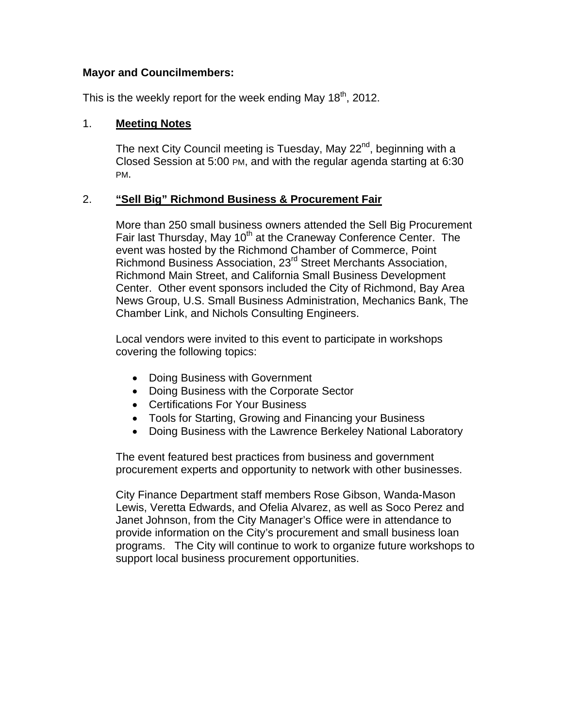**Mayor and Councilmembers:**

This is the weekly report for the week ending May 18th, 2012.

1. **<u>Meeting Notes</u>**

   The next City Council meeting is Tuesday, May 22nd, beginning with a Closed Session at 5:00 PM, and with the regular agenda starting at 6:30 PM.

2. **<u>"Sell Big" Richmond Business & Procurement Fair</u>**

   More than 250 small business owners attended the Sell Big Procurement Fair last Thursday, May 10th at the Craneway Conference Center. The event was hosted by the Richmond Chamber of Commerce, Point Richmond Business Association, 23rd Street Merchants Association, Richmond Main Street, and California Small Business Development Center. Other event sponsors included the City of Richmond, Bay Area News Group, U.S. Small Business Administration, Mechanics Bank, The Chamber Link, and Nichols Consulting Engineers.

   Local vendors were invited to this event to participate in workshops covering the following topics:

   - Doing Business with Government
   - Doing Business with the Corporate Sector
   - Certifications For Your Business
   - Tools for Starting, Growing and Financing your Business
   - Doing Business with the Lawrence Berkeley National Laboratory

   The event featured best practices from business and government procurement experts and opportunity to network with other businesses.

   City Finance Department staff members Rose Gibson, Wanda-Mason Lewis, Veretta Edwards, and Ofelia Alvarez, as well as Soco Perez and Janet Johnson, from the City Manager's Office were in attendance to provide information on the City's procurement and small business loan programs. The City will continue to work to organize future workshops to support local business procurement opportunities.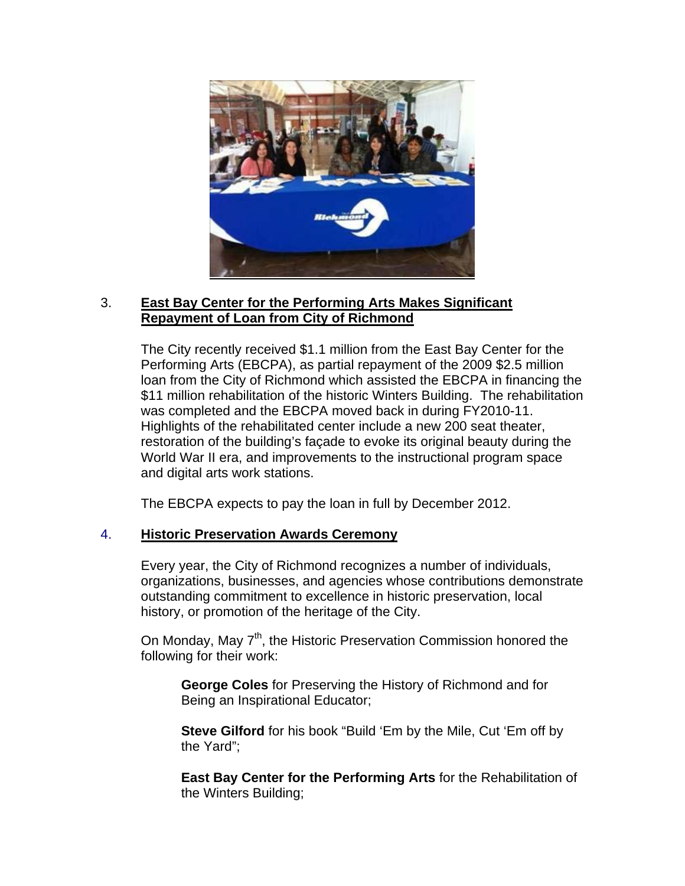3. **East Bay Center for the Performing Arts Makes Significant Repayment of Loan from City of Richmond**

The City recently received $1.1 million from the East Bay Center for the Performing Arts (EBCPA), as partial repayment of the 2009 $2.5 million loan from the City of Richmond which assisted the EBCPA in financing the $11 million rehabilitation of the historic Winters Building. The rehabilitation was completed and the EBCPA moved back in during FY2010-11. Highlights of the rehabilitated center include a new 200 seat theater, restoration of the building's façade to evoke its original beauty during the World War II era, and improvements to the instructional program space and digital arts work stations.

The EBCPA expects to pay the loan in full by December 2012.

4. **Historic Preservation Awards Ceremony**

Every year, the City of Richmond recognizes a number of individuals, organizations, businesses, and agencies whose contributions demonstrate outstanding commitment to excellence in historic preservation, local history, or promotion of the heritage of the City.

On Monday, May 7th, the Historic Preservation Commission honored the following for their work:

**George Coles** for Preserving the History of Richmond and for Being an Inspirational Educator;

**Steve Gilford** for his book "Build 'Em by the Mile, Cut 'Em off by the Yard";

**East Bay Center for the Performing Arts** for the Rehabilitation of the Winters Building;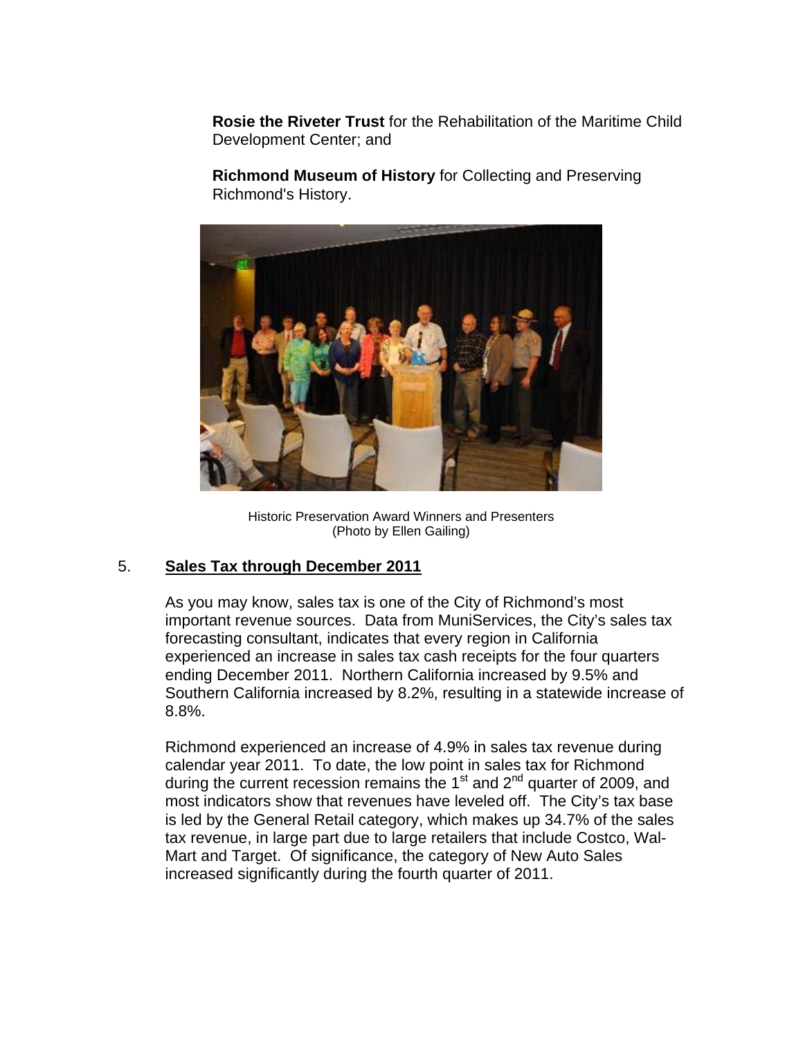**Rosie the Riveter Trust** for the Rehabilitation of the Maritime Child Development Center; and

**Richmond Museum of History** for Collecting and Preserving Richmond's History.

Historic Preservation Award Winners and Presenters
(Photo by Ellen Gailing)

## 5. Sales Tax through December 2011

As you may know, sales tax is one of the City of Richmond's most important revenue sources. Data from MuniServices, the City's sales tax forecasting consultant, indicates that every region in California experienced an increase in sales tax cash receipts for the four quarters ending December 2011. Northern California increased by 9.5% and Southern California increased by 8.2%, resulting in a statewide increase of 8.8%.

Richmond experienced an increase of 4.9% in sales tax revenue during calendar year 2011. To date, the low point in sales tax for Richmond during the current recession remains the 1st and 2nd quarter of 2009, and most indicators show that revenues have leveled off. The City's tax base is led by the General Retail category, which makes up 34.7% of the sales tax revenue, in large part due to large retailers that include Costco, Wal-Mart and Target. Of significance, the category of New Auto Sales increased significantly during the fourth quarter of 2011.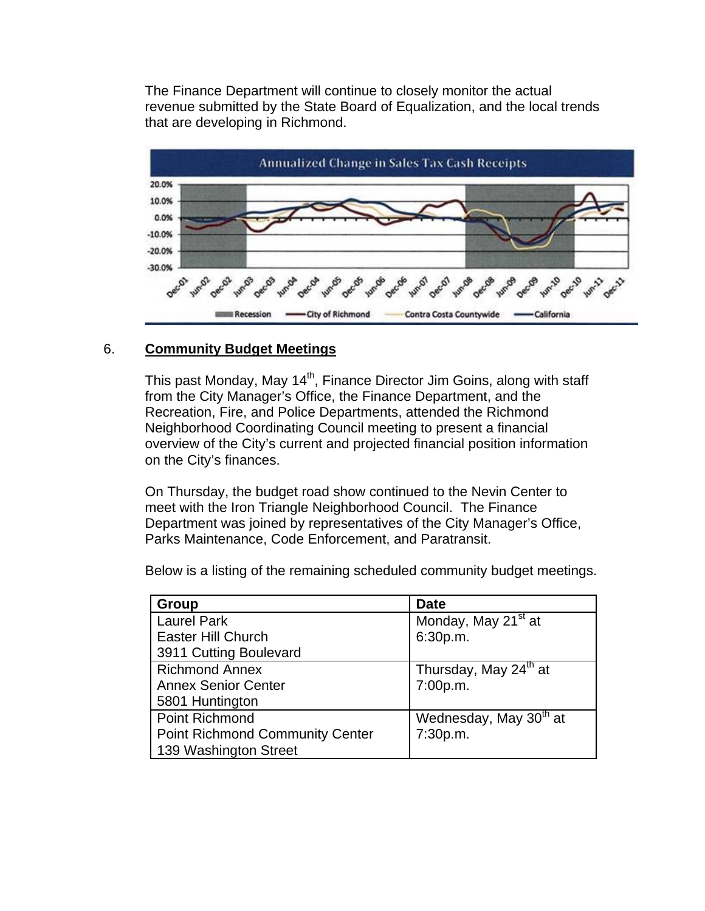The Finance Department will continue to closely monitor the actual revenue submitted by the State Board of Equalization, and the local trends that are developing in Richmond.

6. **Community Budget Meetings**

This past Monday, May 14th, Finance Director Jim Goins, along with staff from the City Manager's Office, the Finance Department, and the Recreation, Fire, and Police Departments, attended the Richmond Neighborhood Coordinating Council meeting to present a financial overview of the City's current and projected financial position information on the City's finances.

On Thursday, the budget road show continued to the Nevin Center to meet with the Iron Triangle Neighborhood Council. The Finance Department was joined by representatives of the City Manager's Office, Parks Maintenance, Code Enforcement, and Paratransit.

Below is a listing of the remaining scheduled community budget meetings.

| Group | Date |
|---|---|
| Laurel Park<br>Easter Hill Church<br>3911 Cutting Boulevard | Monday, May 21st at 6:30p.m. |
| Richmond Annex<br>Annex Senior Center<br>5801 Huntington | Thursday, May 24th at 7:00p.m. |
| Point Richmond<br>Point Richmond Community Center<br>139 Washington Street | Wednesday, May 30th at 7:30p.m. |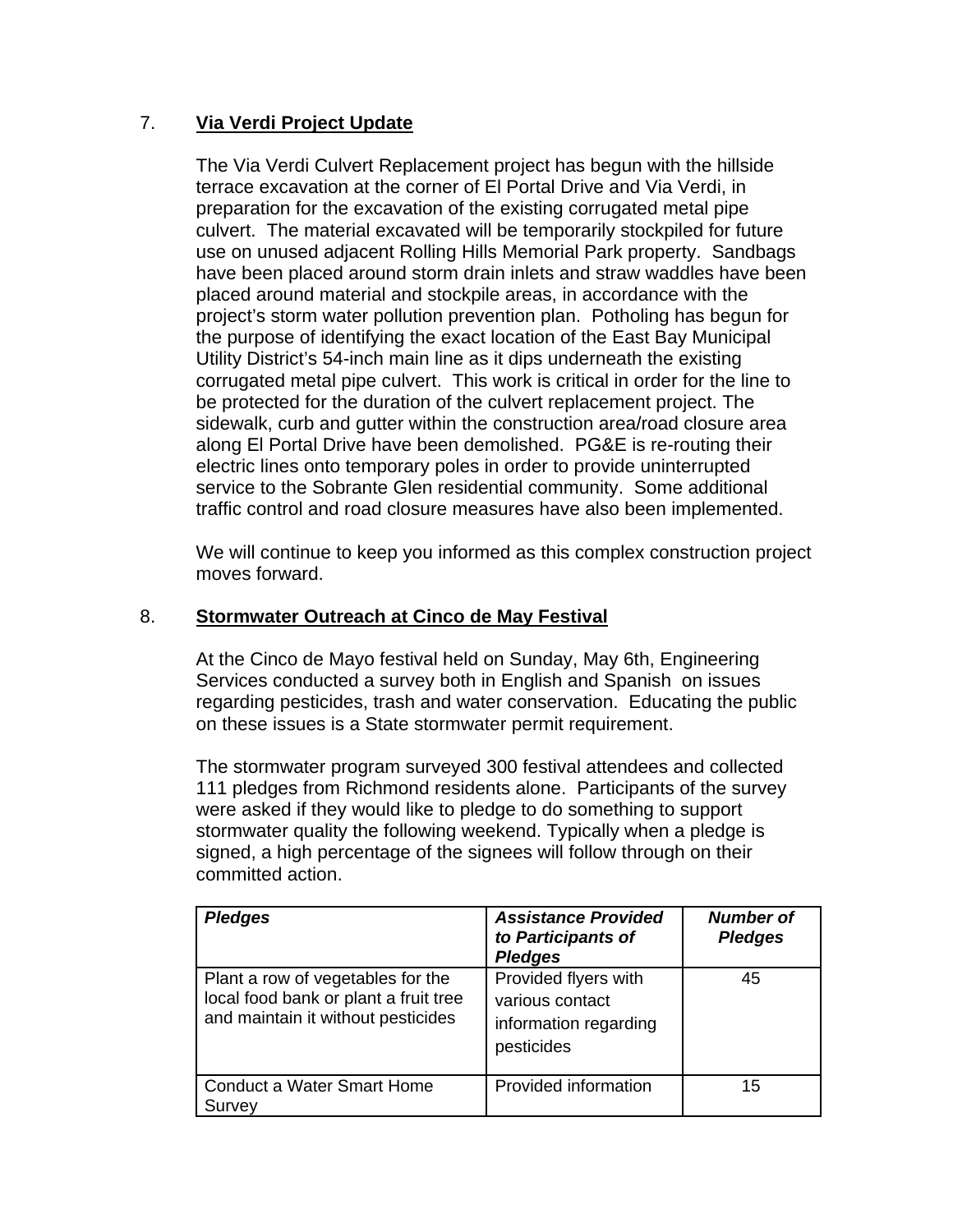7. **Via Verdi Project Update**

The Via Verdi Culvert Replacement project has begun with the hillside terrace excavation at the corner of El Portal Drive and Via Verdi, in preparation for the excavation of the existing corrugated metal pipe culvert. The material excavated will be temporarily stockpiled for future use on unused adjacent Rolling Hills Memorial Park property. Sandbags have been placed around storm drain inlets and straw waddles have been placed around material and stockpile areas, in accordance with the project's storm water pollution prevention plan. Potholing has begun for the purpose of identifying the exact location of the East Bay Municipal Utility District's 54-inch main line as it dips underneath the existing corrugated metal pipe culvert. This work is critical in order for the line to be protected for the duration of the culvert replacement project. The sidewalk, curb and gutter within the construction area/road closure area along El Portal Drive have been demolished. PG&E is re-routing their electric lines onto temporary poles in order to provide uninterrupted service to the Sobrante Glen residential community. Some additional traffic control and road closure measures have also been implemented.

We will continue to keep you informed as this complex construction project moves forward.

8. **Stormwater Outreach at Cinco de May Festival**

At the Cinco de Mayo festival held on Sunday, May 6th, Engineering Services conducted a survey both in English and Spanish on issues regarding pesticides, trash and water conservation. Educating the public on these issues is a State stormwater permit requirement.

The stormwater program surveyed 300 festival attendees and collected 111 pledges from Richmond residents alone. Participants of the survey were asked if they would like to pledge to do something to support stormwater quality the following weekend. Typically when a pledge is signed, a high percentage of the signees will follow through on their committed action.

| ***Pledges*** | ***Assistance Provided to Participants of Pledges*** | ***Number of Pledges*** |
|---|---|---|
| Plant a row of vegetables for the local food bank or plant a fruit tree and maintain it without pesticides | Provided flyers with various contact information regarding pesticides | 45 |
| Conduct a Water Smart Home Survey | Provided information | 15 |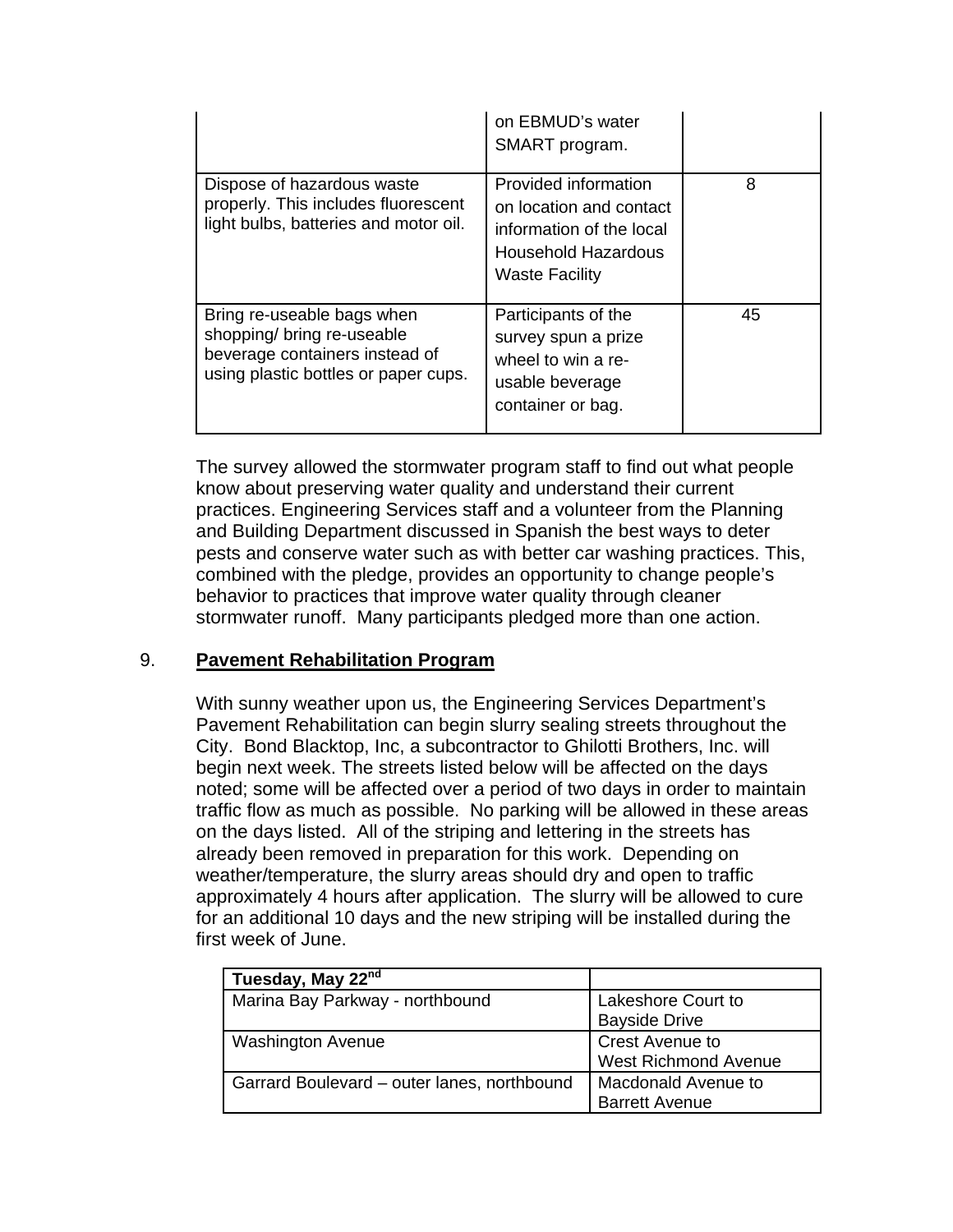| | | |
|---|---|---|
| | on EBMUD's water SMART program. | |
| Dispose of hazardous waste properly. This includes fluorescent light bulbs, batteries and motor oil. | Provided information on location and contact information of the local Household Hazardous Waste Facility | 8 |
| Bring re-useable bags when shopping/ bring re-useable beverage containers instead of using plastic bottles or paper cups. | Participants of the survey spun a prize wheel to win a re-usable beverage container or bag. | 45 |

The survey allowed the stormwater program staff to find out what people know about preserving water quality and understand their current practices. Engineering Services staff and a volunteer from the Planning and Building Department discussed in Spanish the best ways to deter pests and conserve water such as with better car washing practices. This, combined with the pledge, provides an opportunity to change people's behavior to practices that improve water quality through cleaner stormwater runoff. Many participants pledged more than one action.

9. **Pavement Rehabilitation Program**

With sunny weather upon us, the Engineering Services Department's Pavement Rehabilitation can begin slurry sealing streets throughout the City. Bond Blacktop, Inc, a subcontractor to Ghilotti Brothers, Inc. will begin next week. The streets listed below will be affected on the days noted; some will be affected over a period of two days in order to maintain traffic flow as much as possible. No parking will be allowed in these areas on the days listed. All of the striping and lettering in the streets has already been removed in preparation for this work. Depending on weather/temperature, the slurry areas should dry and open to traffic approximately 4 hours after application. The slurry will be allowed to cure for an additional 10 days and the new striping will be installed during the first week of June.

| **Tuesday, May 22nd** | |
|---|---|
| Marina Bay Parkway - northbound | Lakeshore Court to Bayside Drive |
| Washington Avenue | Crest Avenue to West Richmond Avenue |
| Garrard Boulevard – outer lanes, northbound | Macdonald Avenue to Barrett Avenue |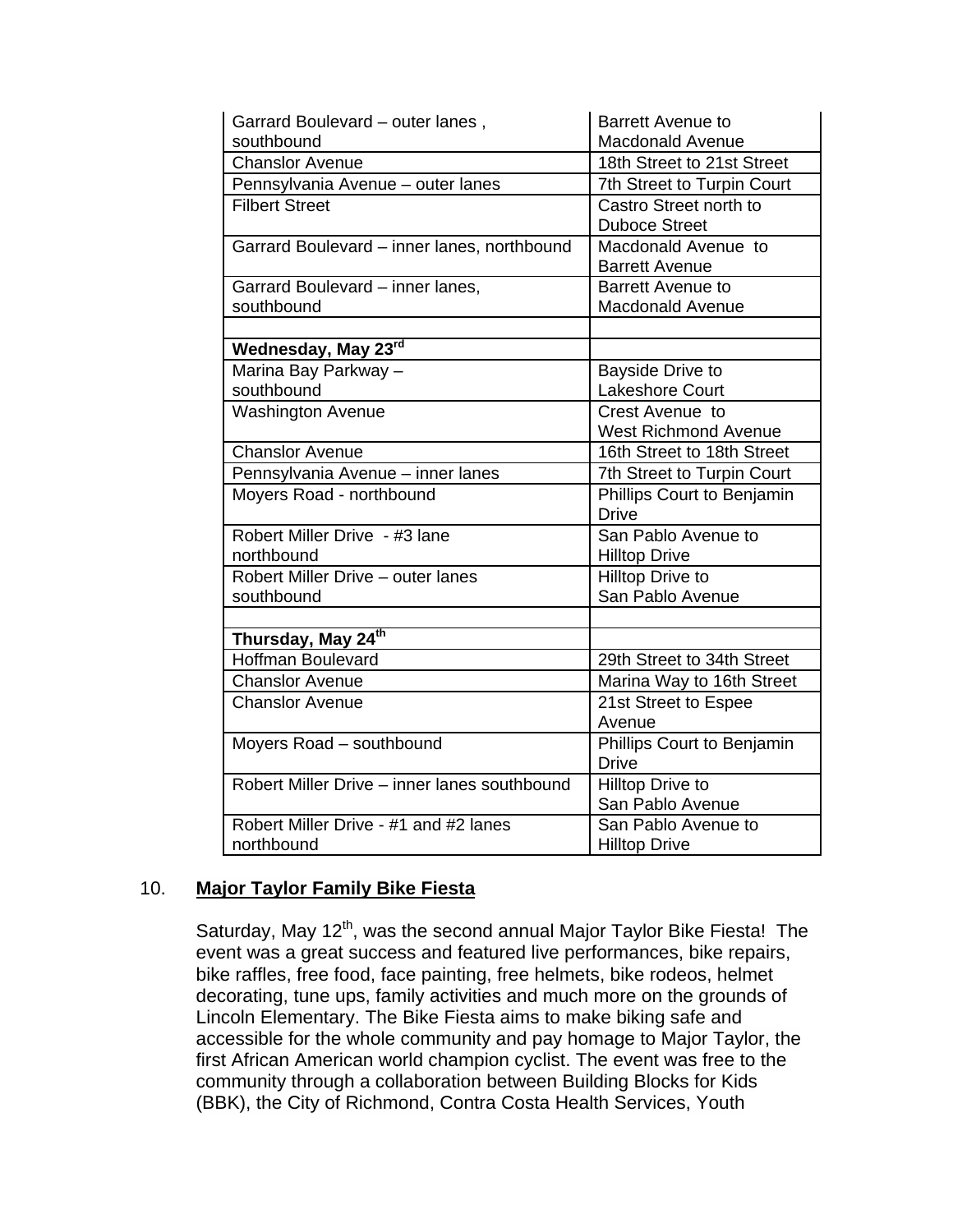| | |
|---|---|
| Garrard Boulevard – outer lanes , southbound | Barrett Avenue to Macdonald Avenue |
| Chanslor Avenue | 18th Street to 21st Street |
| Pennsylvania Avenue – outer lanes | 7th Street to Turpin Court |
| Filbert Street | Castro Street north to Duboce Street |
| Garrard Boulevard – inner lanes, northbound | Macdonald Avenue to Barrett Avenue |
| Garrard Boulevard – inner lanes, southbound | Barrett Avenue to Macdonald Avenue |
| | |
| **Wednesday, May 23rd** | |
| Marina Bay Parkway – southbound | Bayside Drive to Lakeshore Court |
| Washington Avenue | Crest Avenue to West Richmond Avenue |
| Chanslor Avenue | 16th Street to 18th Street |
| Pennsylvania Avenue – inner lanes | 7th Street to Turpin Court |
| Moyers Road - northbound | Phillips Court to Benjamin Drive |
| Robert Miller Drive - #3 lane northbound | San Pablo Avenue to Hilltop Drive |
| Robert Miller Drive – outer lanes southbound | Hilltop Drive to San Pablo Avenue |
| | |
| **Thursday, May 24th** | |
| Hoffman Boulevard | 29th Street to 34th Street |
| Chanslor Avenue | Marina Way to 16th Street |
| Chanslor Avenue | 21st Street to Espee Avenue |
| Moyers Road – southbound | Phillips Court to Benjamin Drive |
| Robert Miller Drive – inner lanes southbound | Hilltop Drive to San Pablo Avenue |
| Robert Miller Drive - #1 and #2 lanes northbound | San Pablo Avenue to Hilltop Drive |

10. **Major Taylor Family Bike Fiesta**

Saturday, May 12th, was the second annual Major Taylor Bike Fiesta! The event was a great success and featured live performances, bike repairs, bike raffles, free food, face painting, free helmets, bike rodeos, helmet decorating, tune ups, family activities and much more on the grounds of Lincoln Elementary. The Bike Fiesta aims to make biking safe and accessible for the whole community and pay homage to Major Taylor, the first African American world champion cyclist. The event was free to the community through a collaboration between Building Blocks for Kids (BBK), the City of Richmond, Contra Costa Health Services, Youth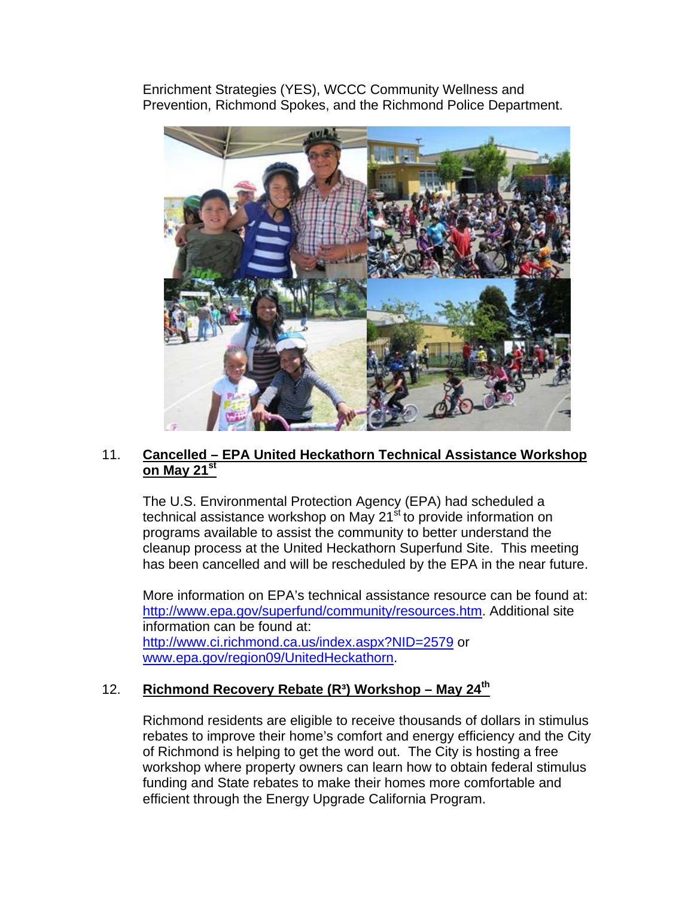Enrichment Strategies (YES), WCCC Community Wellness and Prevention, Richmond Spokes, and the Richmond Police Department.

11. **Cancelled – EPA United Heckathorn Technical Assistance Workshop on May 21st**

The U.S. Environmental Protection Agency (EPA) had scheduled a technical assistance workshop on May 21st to provide information on programs available to assist the community to better understand the cleanup process at the United Heckathorn Superfund Site. This meeting has been cancelled and will be rescheduled by the EPA in the near future.

More information on EPA's technical assistance resource can be found at: http://www.epa.gov/superfund/community/resources.htm. Additional site information can be found at: http://www.ci.richmond.ca.us/index.aspx?NID=2579 or www.epa.gov/region09/UnitedHeckathorn.

12. **Richmond Recovery Rebate (R³) Workshop – May 24th**

Richmond residents are eligible to receive thousands of dollars in stimulus rebates to improve their home's comfort and energy efficiency and the City of Richmond is helping to get the word out. The City is hosting a free workshop where property owners can learn how to obtain federal stimulus funding and State rebates to make their homes more comfortable and efficient through the Energy Upgrade California Program.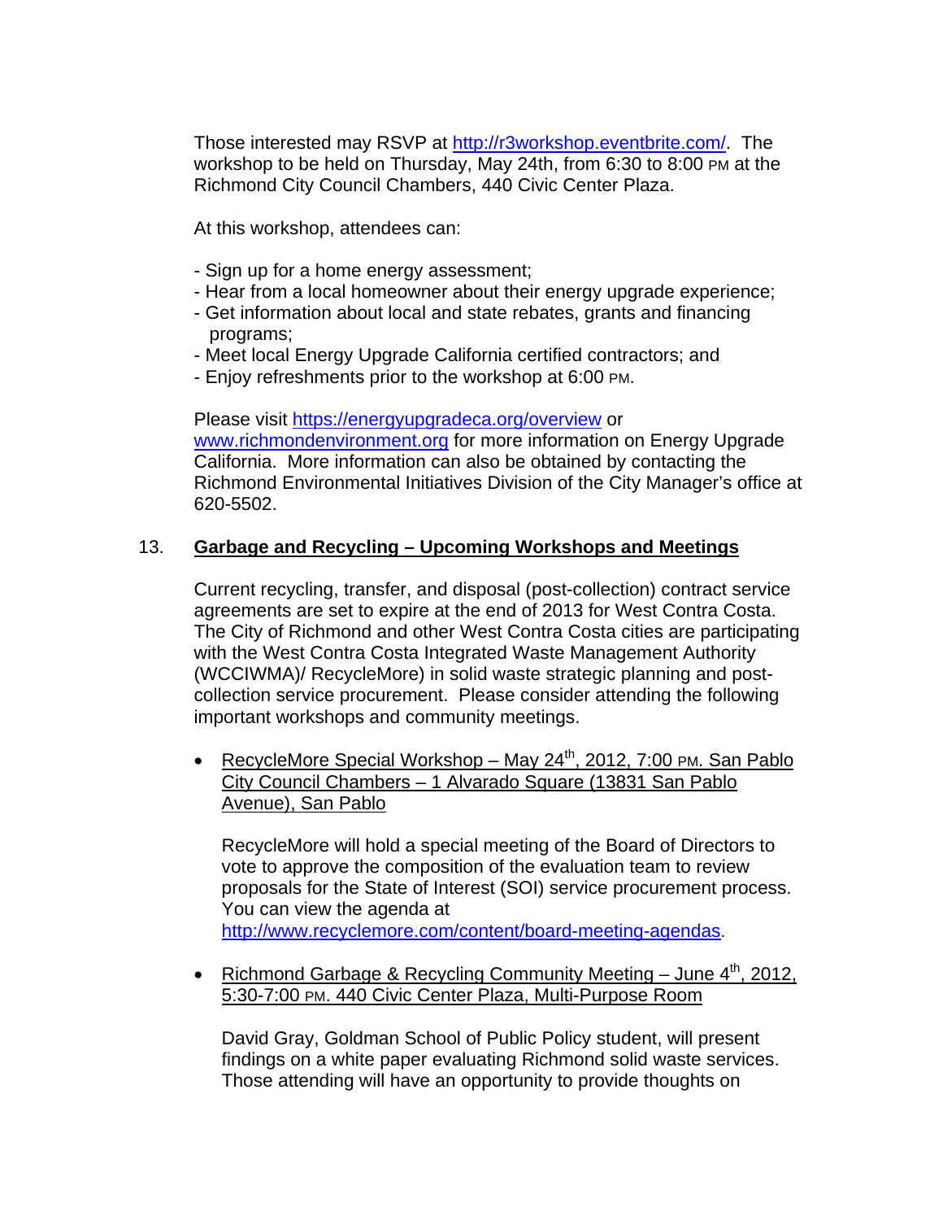Those interested may RSVP at http://r3workshop.eventbrite.com/. The workshop to be held on Thursday, May 24th, from 6:30 to 8:00 PM at the Richmond City Council Chambers, 440 Civic Center Plaza.

At this workshop, attendees can:

- Sign up for a home energy assessment;
- Hear from a local homeowner about their energy upgrade experience;
- Get information about local and state rebates, grants and financing programs;
- Meet local Energy Upgrade California certified contractors; and
- Enjoy refreshments prior to the workshop at 6:00 PM.

Please visit https://energyupgradeca.org/overview or www.richmondenvironment.org for more information on Energy Upgrade California. More information can also be obtained by contacting the Richmond Environmental Initiatives Division of the City Manager's office at 620-5502.

13. **Garbage and Recycling – Upcoming Workshops and Meetings**

Current recycling, transfer, and disposal (post-collection) contract service agreements are set to expire at the end of 2013 for West Contra Costa. The City of Richmond and other West Contra Costa cities are participating with the West Contra Costa Integrated Waste Management Authority (WCCIWMA)/ RecycleMore) in solid waste strategic planning and post-collection service procurement. Please consider attending the following important workshops and community meetings.

- RecycleMore Special Workshop – May 24th, 2012, 7:00 PM. San Pablo City Council Chambers – 1 Alvarado Square (13831 San Pablo Avenue), San Pablo

  RecycleMore will hold a special meeting of the Board of Directors to vote to approve the composition of the evaluation team to review proposals for the State of Interest (SOI) service procurement process. You can view the agenda at http://www.recyclemore.com/content/board-meeting-agendas.

- Richmond Garbage & Recycling Community Meeting – June 4th, 2012, 5:30-7:00 PM. 440 Civic Center Plaza, Multi-Purpose Room

  David Gray, Goldman School of Public Policy student, will present findings on a white paper evaluating Richmond solid waste services. Those attending will have an opportunity to provide thoughts on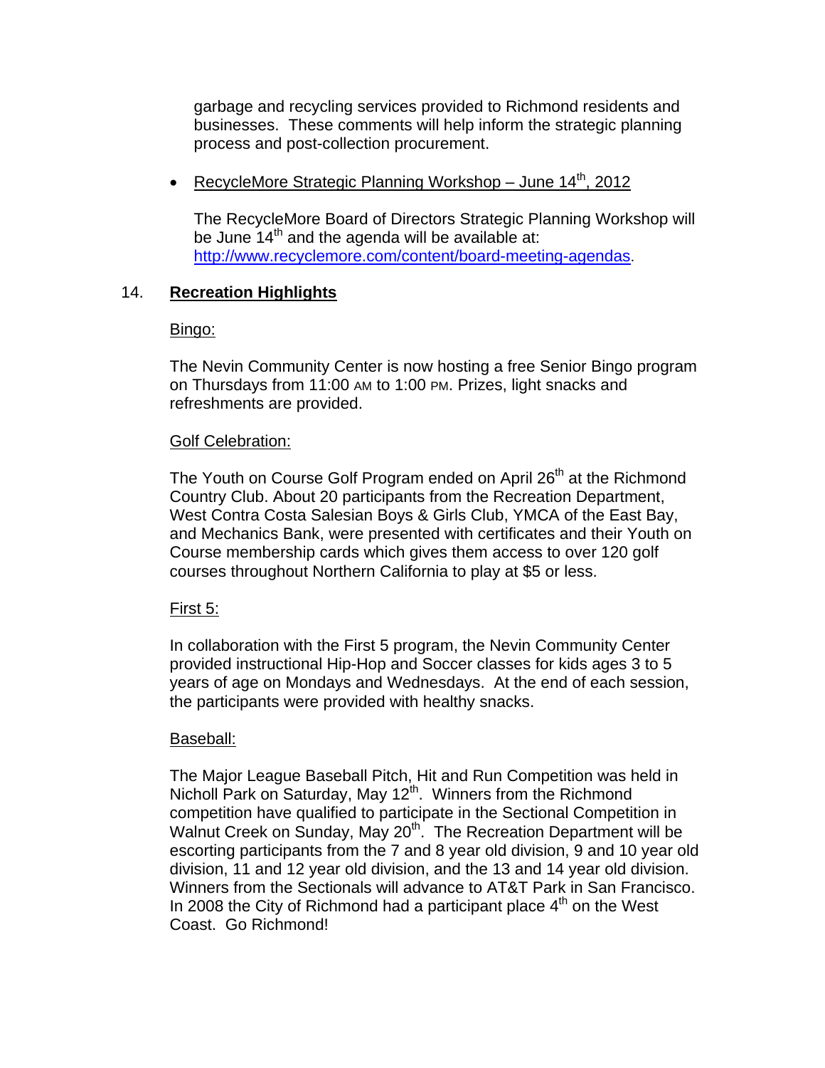garbage and recycling services provided to Richmond residents and businesses. These comments will help inform the strategic planning process and post-collection procurement.

- RecycleMore Strategic Planning Workshop – June 14th, 2012

  The RecycleMore Board of Directors Strategic Planning Workshop will be June 14th and the agenda will be available at: http://www.recyclemore.com/content/board-meeting-agendas.

## 14. **Recreation Highlights**

Bingo:

The Nevin Community Center is now hosting a free Senior Bingo program on Thursdays from 11:00 AM to 1:00 PM. Prizes, light snacks and refreshments are provided.

Golf Celebration:

The Youth on Course Golf Program ended on April 26th at the Richmond Country Club. About 20 participants from the Recreation Department, West Contra Costa Salesian Boys & Girls Club, YMCA of the East Bay, and Mechanics Bank, were presented with certificates and their Youth on Course membership cards which gives them access to over 120 golf courses throughout Northern California to play at $5 or less.

First 5:

In collaboration with the First 5 program, the Nevin Community Center provided instructional Hip-Hop and Soccer classes for kids ages 3 to 5 years of age on Mondays and Wednesdays. At the end of each session, the participants were provided with healthy snacks.

Baseball:

The Major League Baseball Pitch, Hit and Run Competition was held in Nicholl Park on Saturday, May 12th. Winners from the Richmond competition have qualified to participate in the Sectional Competition in Walnut Creek on Sunday, May 20th. The Recreation Department will be escorting participants from the 7 and 8 year old division, 9 and 10 year old division, 11 and 12 year old division, and the 13 and 14 year old division. Winners from the Sectionals will advance to AT&T Park in San Francisco. In 2008 the City of Richmond had a participant place 4th on the West Coast. Go Richmond!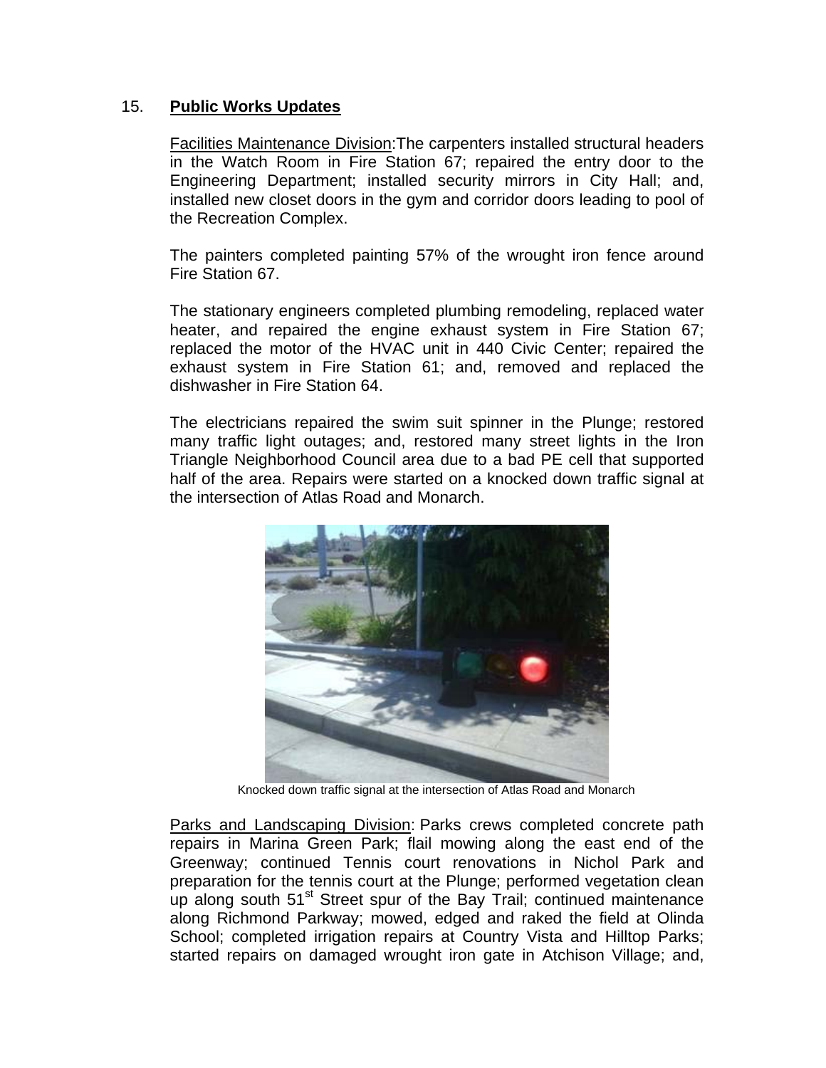## 15. **Public Works Updates**

Facilities Maintenance Division:The carpenters installed structural headers in the Watch Room in Fire Station 67; repaired the entry door to the Engineering Department; installed security mirrors in City Hall; and, installed new closet doors in the gym and corridor doors leading to pool of the Recreation Complex.

The painters completed painting 57% of the wrought iron fence around Fire Station 67.

The stationary engineers completed plumbing remodeling, replaced water heater, and repaired the engine exhaust system in Fire Station 67; replaced the motor of the HVAC unit in 440 Civic Center; repaired the exhaust system in Fire Station 61; and, removed and replaced the dishwasher in Fire Station 64.

The electricians repaired the swim suit spinner in the Plunge; restored many traffic light outages; and, restored many street lights in the Iron Triangle Neighborhood Council area due to a bad PE cell that supported half of the area. Repairs were started on a knocked down traffic signal at the intersection of Atlas Road and Monarch.

Knocked down traffic signal at the intersection of Atlas Road and Monarch

Parks and Landscaping Division: Parks crews completed concrete path repairs in Marina Green Park; flail mowing along the east end of the Greenway; continued Tennis court renovations in Nichol Park and preparation for the tennis court at the Plunge; performed vegetation clean up along south 51st Street spur of the Bay Trail; continued maintenance along Richmond Parkway; mowed, edged and raked the field at Olinda School; completed irrigation repairs at Country Vista and Hilltop Parks; started repairs on damaged wrought iron gate in Atchison Village; and,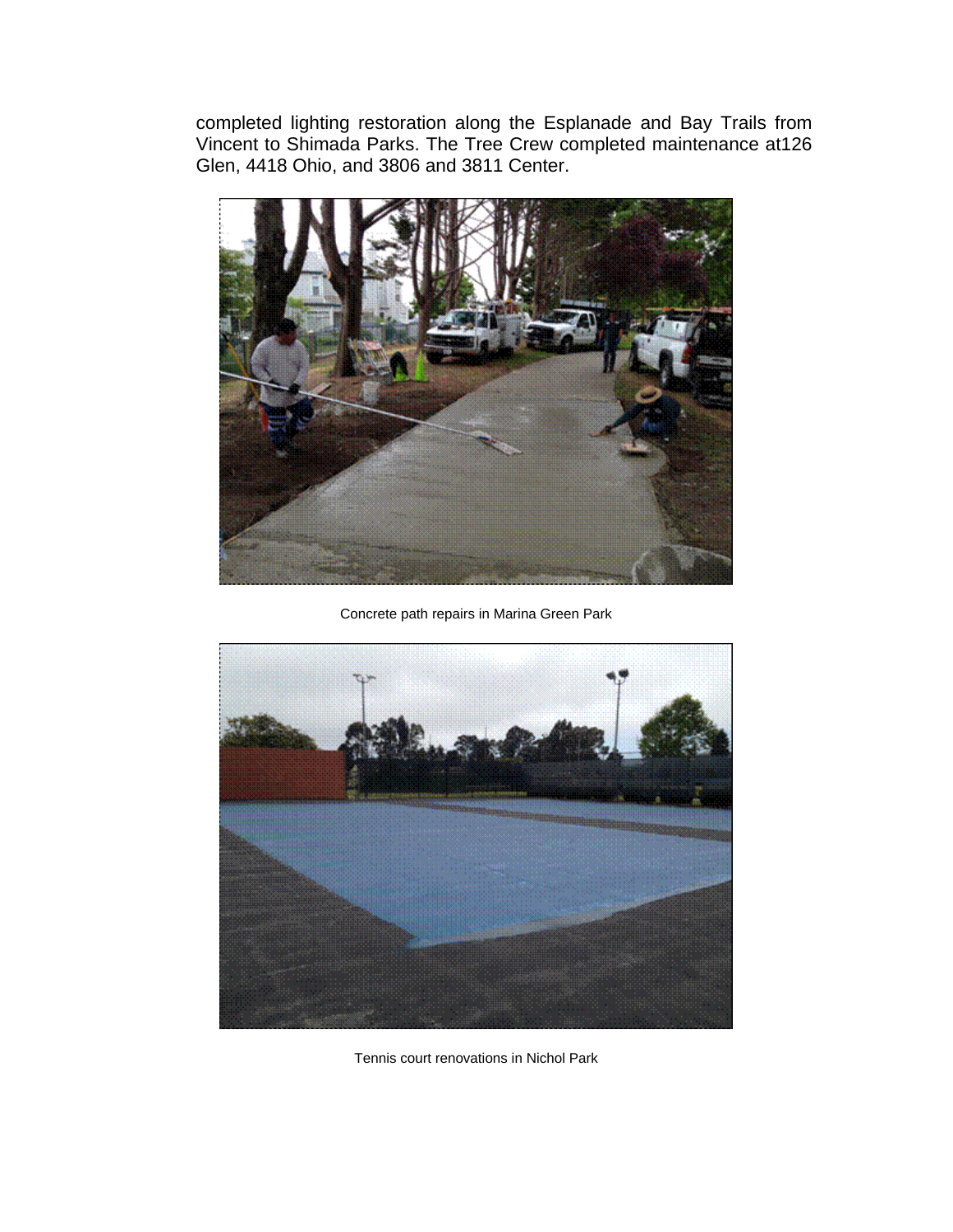completed lighting restoration along the Esplanade and Bay Trails from Vincent to Shimada Parks. The Tree Crew completed maintenance at126 Glen, 4418 Ohio, and 3806 and 3811 Center.

Concrete path repairs in Marina Green Park

Tennis court renovations in Nichol Park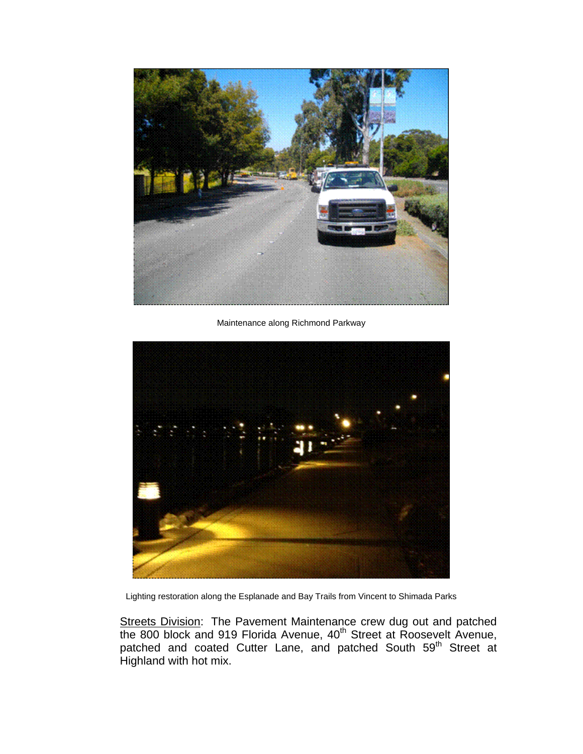Maintenance along Richmond Parkway

Lighting restoration along the Esplanade and Bay Trails from Vincent to Shimada Parks

Streets Division: The Pavement Maintenance crew dug out and patched the 800 block and 919 Florida Avenue, 40th Street at Roosevelt Avenue, patched and coated Cutter Lane, and patched South 59th Street at Highland with hot mix.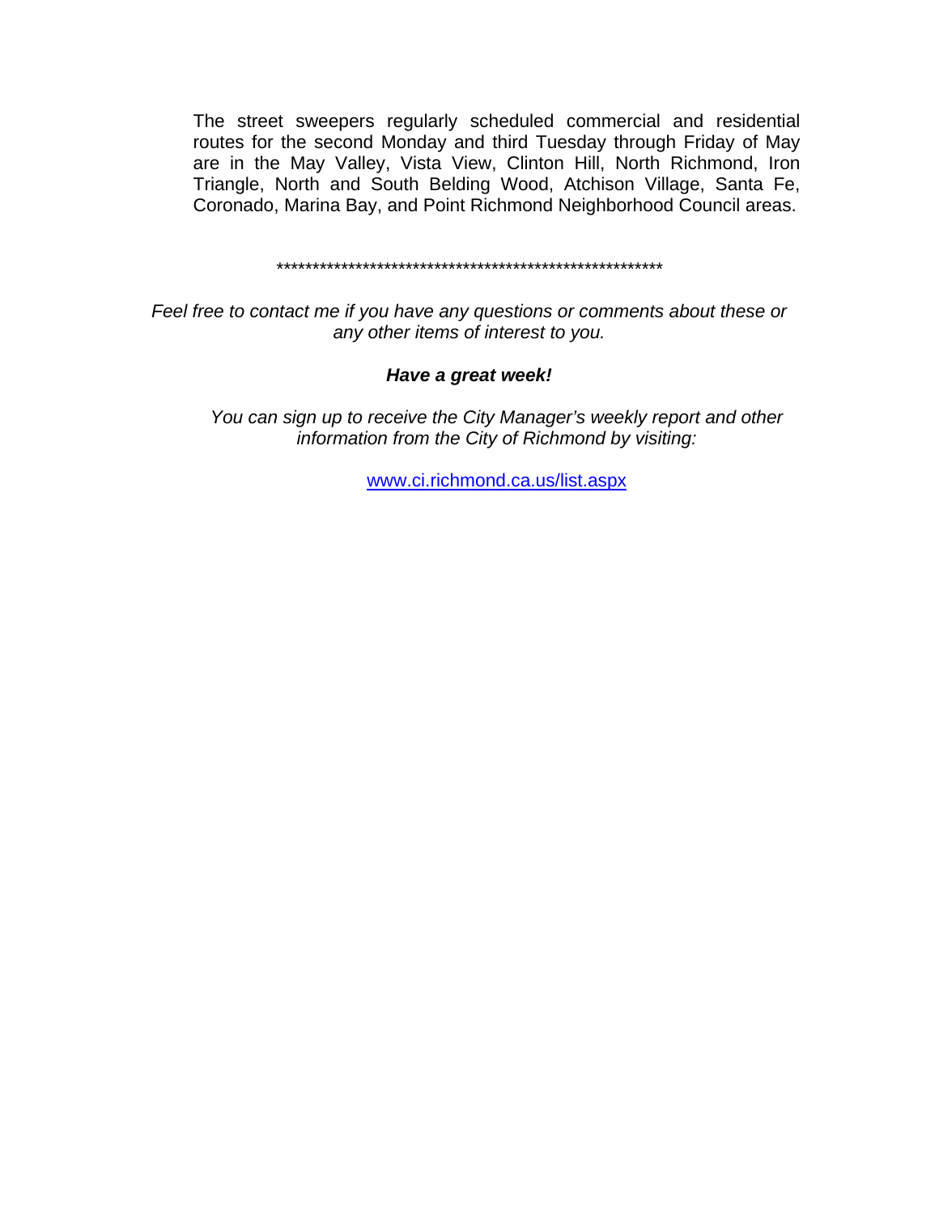The street sweepers regularly scheduled commercial and residential routes for the second Monday and third Tuesday through Friday of May are in the May Valley, Vista View, Clinton Hill, North Richmond, Iron Triangle, North and South Belding Wood, Atchison Village, Santa Fe, Coronado, Marina Bay, and Point Richmond Neighborhood Council areas.

*******************************************************

*Feel free to contact me if you have any questions or comments about these or any other items of interest to you.*

***Have a great week!***

*You can sign up to receive the City Manager's weekly report and other information from the City of Richmond by visiting:*

www.ci.richmond.ca.us/list.aspx